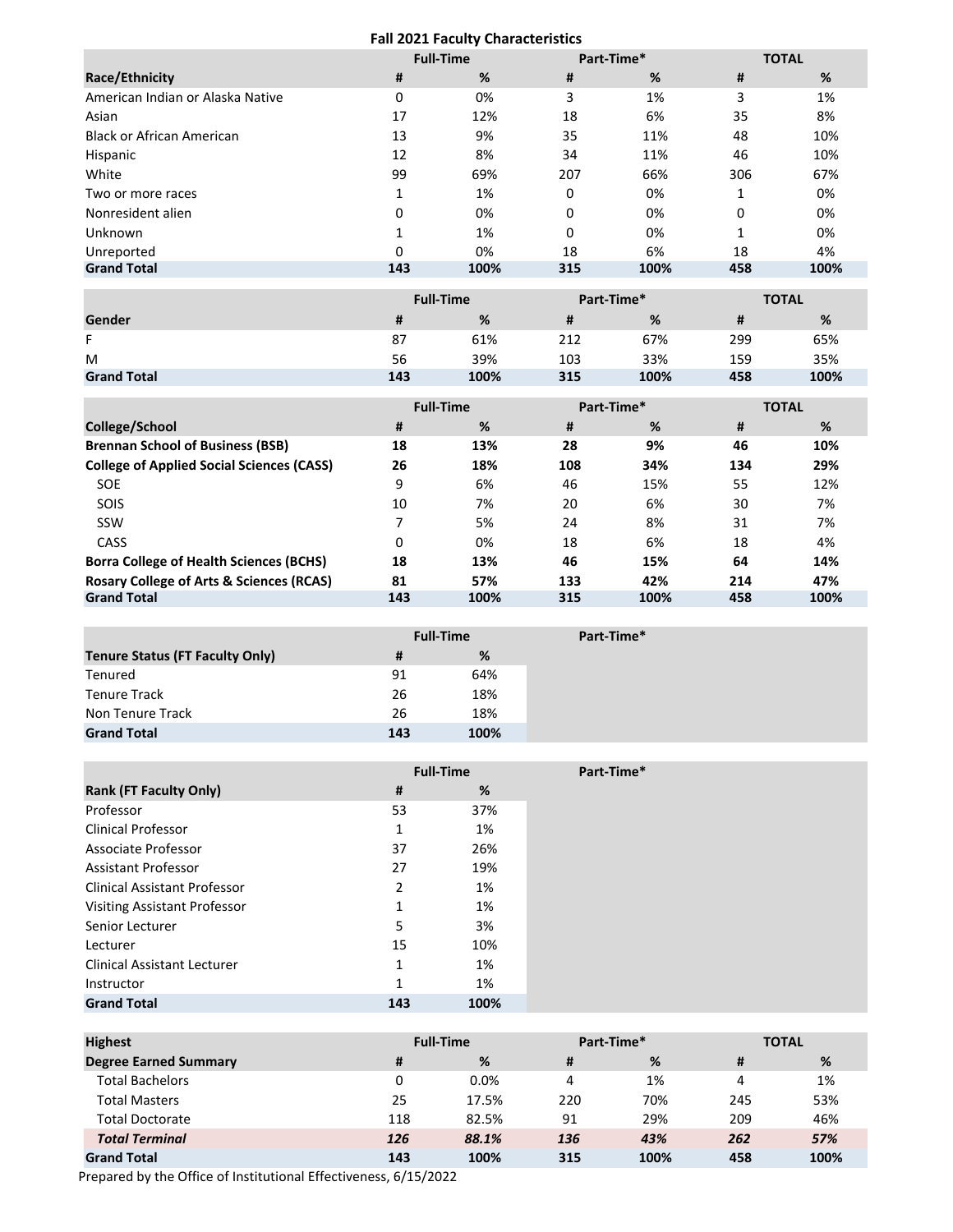## Fall 2021 Faculty Characteristics

| Race/Ethnicity | Full-Time # | Full-Time % | Part-Time* # | Part-Time* % | TOTAL # | TOTAL % |
|---|---|---|---|---|---|---|
| American Indian or Alaska Native | 0 | 0% | 3 | 1% | 3 | 1% |
| Asian | 17 | 12% | 18 | 6% | 35 | 8% |
| Black or African American | 13 | 9% | 35 | 11% | 48 | 10% |
| Hispanic | 12 | 8% | 34 | 11% | 46 | 10% |
| White | 99 | 69% | 207 | 66% | 306 | 67% |
| Two or more races | 1 | 1% | 0 | 0% | 1 | 0% |
| Nonresident alien | 0 | 0% | 0 | 0% | 0 | 0% |
| Unknown | 1 | 1% | 0 | 0% | 1 | 0% |
| Unreported | 0 | 0% | 18 | 6% | 18 | 4% |
| **Grand Total** | **143** | **100%** | **315** | **100%** | **458** | **100%** |

| Gender | Full-Time # | Full-Time % | Part-Time* # | Part-Time* % | TOTAL # | TOTAL % |
|---|---|---|---|---|---|---|
| F | 87 | 61% | 212 | 67% | 299 | 65% |
| M | 56 | 39% | 103 | 33% | 159 | 35% |
| **Grand Total** | **143** | **100%** | **315** | **100%** | **458** | **100%** |

| College/School | Full-Time # | Full-Time % | Part-Time* # | Part-Time* % | TOTAL # | TOTAL % |
|---|---|---|---|---|---|---|
| **Brennan School of Business (BSB)** | **18** | **13%** | **28** | **9%** | **46** | **10%** |
| **College of Applied Social Sciences (CASS)** | **26** | **18%** | **108** | **34%** | **134** | **29%** |
| SOE | 9 | 6% | 46 | 15% | 55 | 12% |
| SOIS | 10 | 7% | 20 | 6% | 30 | 7% |
| SSW | 7 | 5% | 24 | 8% | 31 | 7% |
| CASS | 0 | 0% | 18 | 6% | 18 | 4% |
| **Borra College of Health Sciences (BCHS)** | **18** | **13%** | **46** | **15%** | **64** | **14%** |
| **Rosary College of Arts & Sciences (RCAS)** | **81** | **57%** | **133** | **42%** | **214** | **47%** |
| **Grand Total** | **143** | **100%** | **315** | **100%** | **458** | **100%** |

| Tenure Status (FT Faculty Only) | Full-Time # | Full-Time % | Part-Time* |
|---|---|---|---|
| Tenured | 91 | 64% | |
| Tenure Track | 26 | 18% | |
| Non Tenure Track | 26 | 18% | |
| **Grand Total** | **143** | **100%** | |

| Rank (FT Faculty Only) | Full-Time # | Full-Time % | Part-Time* |
|---|---|---|---|
| Professor | 53 | 37% | |
| Clinical Professor | 1 | 1% | |
| Associate Professor | 37 | 26% | |
| Assistant Professor | 27 | 19% | |
| Clinical Assistant Professor | 2 | 1% | |
| Visiting Assistant Professor | 1 | 1% | |
| Senior Lecturer | 5 | 3% | |
| Lecturer | 15 | 10% | |
| Clinical Assistant Lecturer | 1 | 1% | |
| Instructor | 1 | 1% | |
| **Grand Total** | **143** | **100%** | |

| Highest Degree Earned Summary | Full-Time # | Full-Time % | Part-Time* # | Part-Time* % | TOTAL # | TOTAL % |
|---|---|---|---|---|---|---|
| Total Bachelors | 0 | 0.0% | 4 | 1% | 4 | 1% |
| Total Masters | 25 | 17.5% | 220 | 70% | 245 | 53% |
| Total Doctorate | 118 | 82.5% | 91 | 29% | 209 | 46% |
| ***Total Terminal*** | ***126*** | ***88.1%*** | ***136*** | ***43%*** | ***262*** | ***57%*** |
| **Grand Total** | **143** | **100%** | **315** | **100%** | **458** | **100%** |

Prepared by the Office of Institutional Effectiveness, 6/15/2022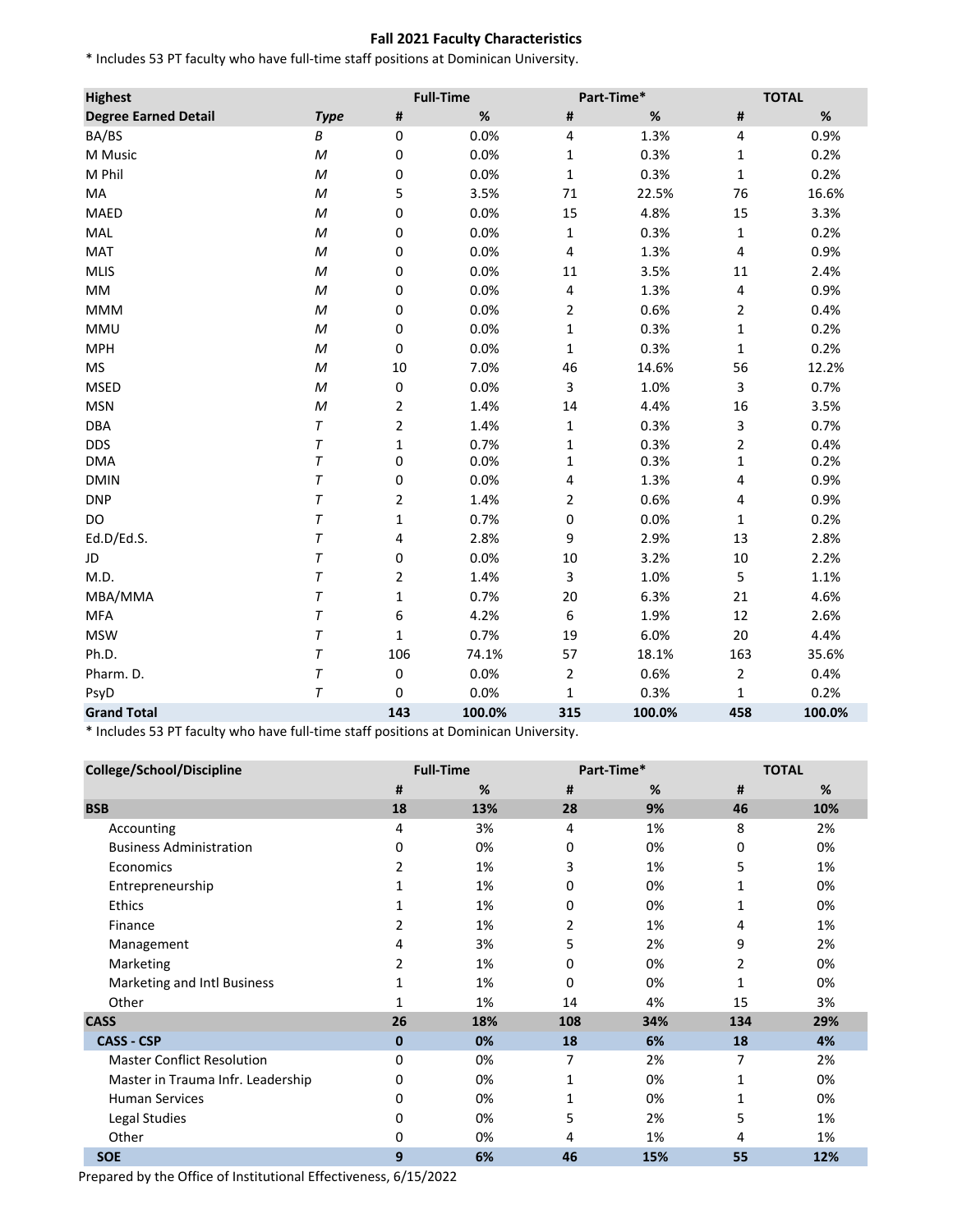# Fall 2021 Faculty Characteristics

* Includes 53 PT faculty who have full-time staff positions at Dominican University.

| Highest Degree Earned Detail | Type | Full-Time # | Full-Time % | Part-Time* # | Part-Time* % | TOTAL # | TOTAL % |
|---|---|---|---|---|---|---|---|
| BA/BS | B | 0 | 0.0% | 4 | 1.3% | 4 | 0.9% |
| M Music | M | 0 | 0.0% | 1 | 0.3% | 1 | 0.2% |
| M Phil | M | 0 | 0.0% | 1 | 0.3% | 1 | 0.2% |
| MA | M | 5 | 3.5% | 71 | 22.5% | 76 | 16.6% |
| MAED | M | 0 | 0.0% | 15 | 4.8% | 15 | 3.3% |
| MAL | M | 0 | 0.0% | 1 | 0.3% | 1 | 0.2% |
| MAT | M | 0 | 0.0% | 4 | 1.3% | 4 | 0.9% |
| MLIS | M | 0 | 0.0% | 11 | 3.5% | 11 | 2.4% |
| MM | M | 0 | 0.0% | 4 | 1.3% | 4 | 0.9% |
| MMM | M | 0 | 0.0% | 2 | 0.6% | 2 | 0.4% |
| MMU | M | 0 | 0.0% | 1 | 0.3% | 1 | 0.2% |
| MPH | M | 0 | 0.0% | 1 | 0.3% | 1 | 0.2% |
| MS | M | 10 | 7.0% | 46 | 14.6% | 56 | 12.2% |
| MSED | M | 0 | 0.0% | 3 | 1.0% | 3 | 0.7% |
| MSN | M | 2 | 1.4% | 14 | 4.4% | 16 | 3.5% |
| DBA | T | 2 | 1.4% | 1 | 0.3% | 3 | 0.7% |
| DDS | T | 1 | 0.7% | 1 | 0.3% | 2 | 0.4% |
| DMA | T | 0 | 0.0% | 1 | 0.3% | 1 | 0.2% |
| DMIN | T | 0 | 0.0% | 4 | 1.3% | 4 | 0.9% |
| DNP | T | 2 | 1.4% | 2 | 0.6% | 4 | 0.9% |
| DO | T | 1 | 0.7% | 0 | 0.0% | 1 | 0.2% |
| Ed.D/Ed.S. | T | 4 | 2.8% | 9 | 2.9% | 13 | 2.8% |
| JD | T | 0 | 0.0% | 10 | 3.2% | 10 | 2.2% |
| M.D. | T | 2 | 1.4% | 3 | 1.0% | 5 | 1.1% |
| MBA/MMA | T | 1 | 0.7% | 20 | 6.3% | 21 | 4.6% |
| MFA | T | 6 | 4.2% | 6 | 1.9% | 12 | 2.6% |
| MSW | T | 1 | 0.7% | 19 | 6.0% | 20 | 4.4% |
| Ph.D. | T | 106 | 74.1% | 57 | 18.1% | 163 | 35.6% |
| Pharm. D. | T | 0 | 0.0% | 2 | 0.6% | 2 | 0.4% |
| PsyD | T | 0 | 0.0% | 1 | 0.3% | 1 | 0.2% |
| **Grand Total** | | **143** | **100.0%** | **315** | **100.0%** | **458** | **100.0%** |

* Includes 53 PT faculty who have full-time staff positions at Dominican University.

| College/School/Discipline | Full-Time # | Full-Time % | Part-Time* # | Part-Time* % | TOTAL # | TOTAL % |
|---|---|---|---|---|---|---|
| **BSB** | **18** | **13%** | **28** | **9%** | **46** | **10%** |
| Accounting | 4 | 3% | 4 | 1% | 8 | 2% |
| Business Administration | 0 | 0% | 0 | 0% | 0 | 0% |
| Economics | 2 | 1% | 3 | 1% | 5 | 1% |
| Entrepreneurship | 1 | 1% | 0 | 0% | 1 | 0% |
| Ethics | 1 | 1% | 0 | 0% | 1 | 0% |
| Finance | 2 | 1% | 2 | 1% | 4 | 1% |
| Management | 4 | 3% | 5 | 2% | 9 | 2% |
| Marketing | 2 | 1% | 0 | 0% | 2 | 0% |
| Marketing and Intl Business | 1 | 1% | 0 | 0% | 1 | 0% |
| Other | 1 | 1% | 14 | 4% | 15 | 3% |
| **CASS** | **26** | **18%** | **108** | **34%** | **134** | **29%** |
| **CASS - CSP** | **0** | **0%** | **18** | **6%** | **18** | **4%** |
| Master Conflict Resolution | 0 | 0% | 7 | 2% | 7 | 2% |
| Master in Trauma Infr. Leadership | 0 | 0% | 1 | 0% | 1 | 0% |
| Human Services | 0 | 0% | 1 | 0% | 1 | 0% |
| Legal Studies | 0 | 0% | 5 | 2% | 5 | 1% |
| Other | 0 | 0% | 4 | 1% | 4 | 1% |
| **SOE** | **9** | **6%** | **46** | **15%** | **55** | **12%** |

Prepared by the Office of Institutional Effectiveness, 6/15/2022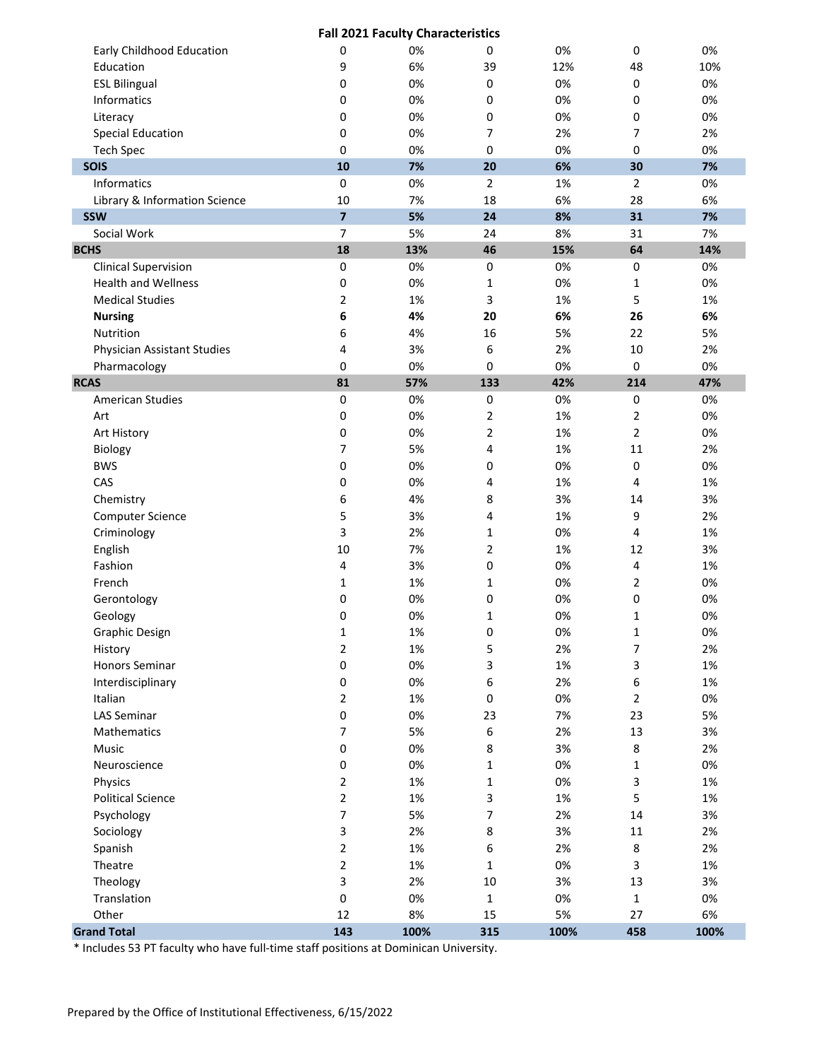**Fall 2021 Faculty Characteristics**

| | | | | | | |
|---|---|---|---|---|---|---|
| Early Childhood Education | 0 | 0% | 0 | 0% | 0 | 0% |
| Education | 9 | 6% | 39 | 12% | 48 | 10% |
| ESL Bilingual | 0 | 0% | 0 | 0% | 0 | 0% |
| Informatics | 0 | 0% | 0 | 0% | 0 | 0% |
| Literacy | 0 | 0% | 0 | 0% | 0 | 0% |
| Special Education | 0 | 0% | 7 | 2% | 7 | 2% |
| Tech Spec | 0 | 0% | 0 | 0% | 0 | 0% |
| **SOIS** | **10** | **7%** | **20** | **6%** | **30** | **7%** |
| Informatics | 0 | 0% | 2 | 1% | 2 | 0% |
| Library & Information Science | 10 | 7% | 18 | 6% | 28 | 6% |
| **SSW** | **7** | **5%** | **24** | **8%** | **31** | **7%** |
| Social Work | 7 | 5% | 24 | 8% | 31 | 7% |
| **BCHS** | **18** | **13%** | **46** | **15%** | **64** | **14%** |
| Clinical Supervision | 0 | 0% | 0 | 0% | 0 | 0% |
| Health and Wellness | 0 | 0% | 1 | 0% | 1 | 0% |
| Medical Studies | 2 | 1% | 3 | 1% | 5 | 1% |
| **Nursing** | **6** | **4%** | **20** | **6%** | **26** | **6%** |
| Nutrition | 6 | 4% | 16 | 5% | 22 | 5% |
| Physician Assistant Studies | 4 | 3% | 6 | 2% | 10 | 2% |
| Pharmacology | 0 | 0% | 0 | 0% | 0 | 0% |
| **RCAS** | **81** | **57%** | **133** | **42%** | **214** | **47%** |
| American Studies | 0 | 0% | 0 | 0% | 0 | 0% |
| Art | 0 | 0% | 2 | 1% | 2 | 0% |
| Art History | 0 | 0% | 2 | 1% | 2 | 0% |
| Biology | 7 | 5% | 4 | 1% | 11 | 2% |
| BWS | 0 | 0% | 0 | 0% | 0 | 0% |
| CAS | 0 | 0% | 4 | 1% | 4 | 1% |
| Chemistry | 6 | 4% | 8 | 3% | 14 | 3% |
| Computer Science | 5 | 3% | 4 | 1% | 9 | 2% |
| Criminology | 3 | 2% | 1 | 0% | 4 | 1% |
| English | 10 | 7% | 2 | 1% | 12 | 3% |
| Fashion | 4 | 3% | 0 | 0% | 4 | 1% |
| French | 1 | 1% | 1 | 0% | 2 | 0% |
| Gerontology | 0 | 0% | 0 | 0% | 0 | 0% |
| Geology | 0 | 0% | 1 | 0% | 1 | 0% |
| Graphic Design | 1 | 1% | 0 | 0% | 1 | 0% |
| History | 2 | 1% | 5 | 2% | 7 | 2% |
| Honors Seminar | 0 | 0% | 3 | 1% | 3 | 1% |
| Interdisciplinary | 0 | 0% | 6 | 2% | 6 | 1% |
| Italian | 2 | 1% | 0 | 0% | 2 | 0% |
| LAS Seminar | 0 | 0% | 23 | 7% | 23 | 5% |
| Mathematics | 7 | 5% | 6 | 2% | 13 | 3% |
| Music | 0 | 0% | 8 | 3% | 8 | 2% |
| Neuroscience | 0 | 0% | 1 | 0% | 1 | 0% |
| Physics | 2 | 1% | 1 | 0% | 3 | 1% |
| Political Science | 2 | 1% | 3 | 1% | 5 | 1% |
| Psychology | 7 | 5% | 7 | 2% | 14 | 3% |
| Sociology | 3 | 2% | 8 | 3% | 11 | 2% |
| Spanish | 2 | 1% | 6 | 2% | 8 | 2% |
| Theatre | 2 | 1% | 1 | 0% | 3 | 1% |
| Theology | 3 | 2% | 10 | 3% | 13 | 3% |
| Translation | 0 | 0% | 1 | 0% | 1 | 0% |
| Other | 12 | 8% | 15 | 5% | 27 | 6% |
| **Grand Total** | **143** | **100%** | **315** | **100%** | **458** | **100%** |

* Includes 53 PT faculty who have full-time staff positions at Dominican University.

Prepared by the Office of Institutional Effectiveness, 6/15/2022